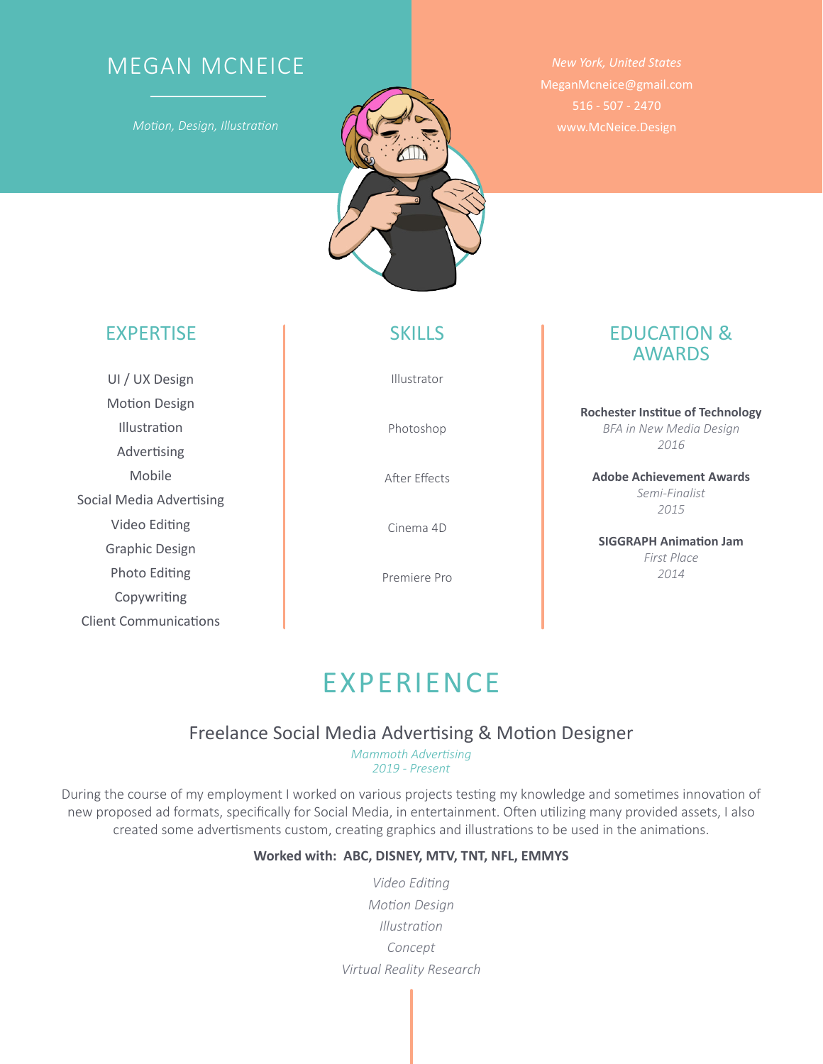# MEGAN MCNEICE

*Motion, Design, Illustration*

*New York, United States*
MeganMcneice@gmail.com
516 - 507 - 2470
www.McNeice.Design

## EXPERTISE

UI / UX Design
Motion Design
Illustration
Advertising
Mobile
Social Media Advertising
Video Editing
Graphic Design
Photo Editing
Copywriting
Client Communications

## SKILLS

Illustrator

Photoshop

After Effects

Cinema 4D

Premiere Pro

## EDUCATION & AWARDS

**Rochester Institue of Technology**
*BFA in New Media Design*
*2016*

**Adobe Achievement Awards**
*Semi-Finalist*
*2015*

**SIGGRAPH Animation Jam**
*First Place*
*2014*

# EXPERIENCE

### Freelance Social Media Advertising & Motion Designer

*Mammoth Advertising*
*2019 - Present*

During the course of my employment I worked on various projects testing my knowledge and sometimes innovation of new proposed ad formats, specifically for Social Media, in entertainment. Often utilizing many provided assets, I also created some advertisments custom, creating graphics and illustrations to be used in the animations.

**Worked with: ABC, DISNEY, MTV, TNT, NFL, EMMYS**

*Video Editing*
*Motion Design*
*Illustration*
*Concept*
*Virtual Reality Research*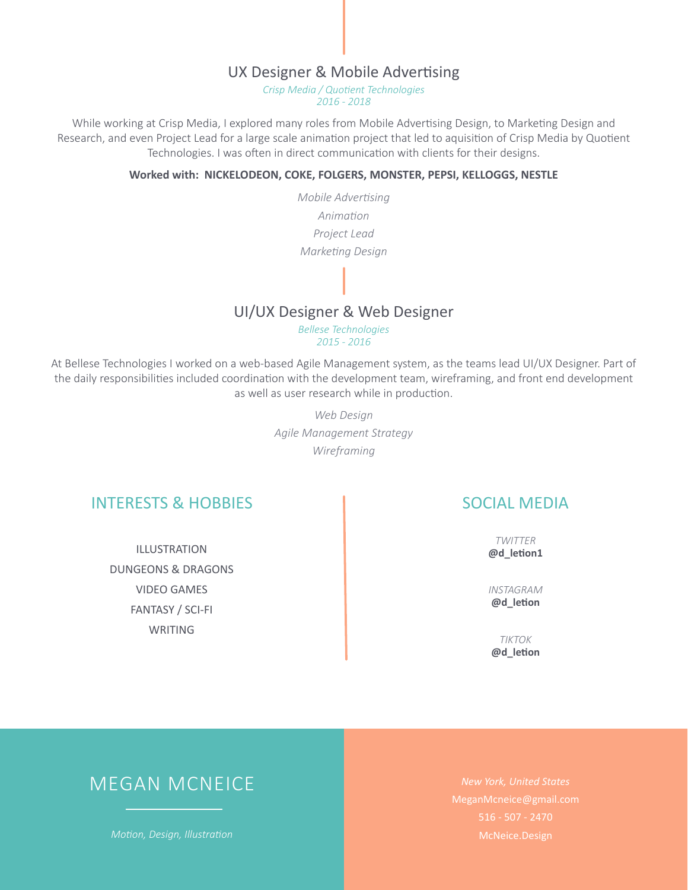## UX Designer & Mobile Advertising

*Crisp Media / Quotient Technologies*
*2016 - 2018*

While working at Crisp Media, I explored many roles from Mobile Advertising Design, to Marketing Design and Research, and even Project Lead for a large scale animation project that led to aquisition of Crisp Media by Quotient Technologies. I was often in direct communication with clients for their designs.

**Worked with: NICKELODEON, COKE, FOLGERS, MONSTER, PEPSI, KELLOGGS, NESTLE**

*Mobile Advertising*
*Animation*
*Project Lead*
*Marketing Design*

## UI/UX Designer & Web Designer

*Bellese Technologies*
*2015 - 2016*

At Bellese Technologies I worked on a web-based Agile Management system, as the teams lead UI/UX Designer. Part of the daily responsibilities included coordination with the development team, wireframing, and front end development as well as user research while in production.

*Web Design*
*Agile Management Strategy*
*Wireframing*

## INTERESTS & HOBBIES

ILLUSTRATION
DUNGEONS & DRAGONS
VIDEO GAMES
FANTASY / SCI-FI
WRITING

## SOCIAL MEDIA

*TWITTER*
**@d_letion1**

*INSTAGRAM*
**@d_letion**

*TIKTOK*
**@d_letion**

# MEGAN MCNEICE

*Motion, Design, Illustration*

*New York, United States*
MeganMcneice@gmail.com
516 - 507 - 2470
McNeice.Design